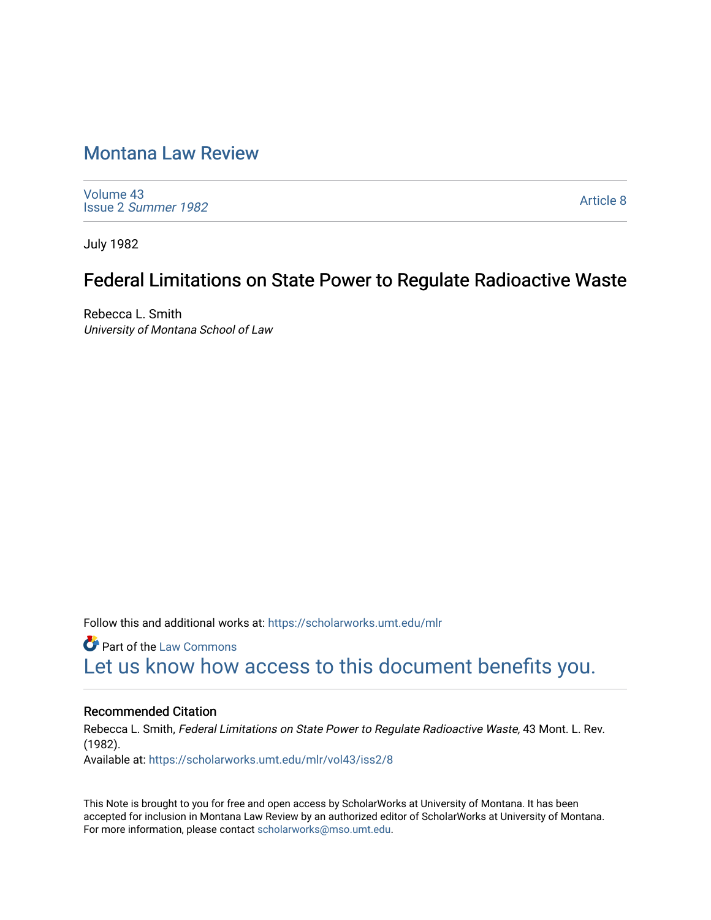# Montana Law Review

Volume 43
Issue 2 *Summer 1982*

Article 8

July 1982

## Federal Limitations on State Power to Regulate Radioactive Waste

Rebecca L. Smith
*University of Montana School of Law*

Follow this and additional works at: https://scholarworks.umt.edu/mlr

Part of the Law Commons

Let us know how access to this document benefits you.

### Recommended Citation

Rebecca L. Smith, *Federal Limitations on State Power to Regulate Radioactive Waste,* 43 Mont. L. Rev. (1982).
Available at: https://scholarworks.umt.edu/mlr/vol43/iss2/8

This Note is brought to you for free and open access by ScholarWorks at University of Montana. It has been accepted for inclusion in Montana Law Review by an authorized editor of ScholarWorks at University of Montana. For more information, please contact scholarworks@mso.umt.edu.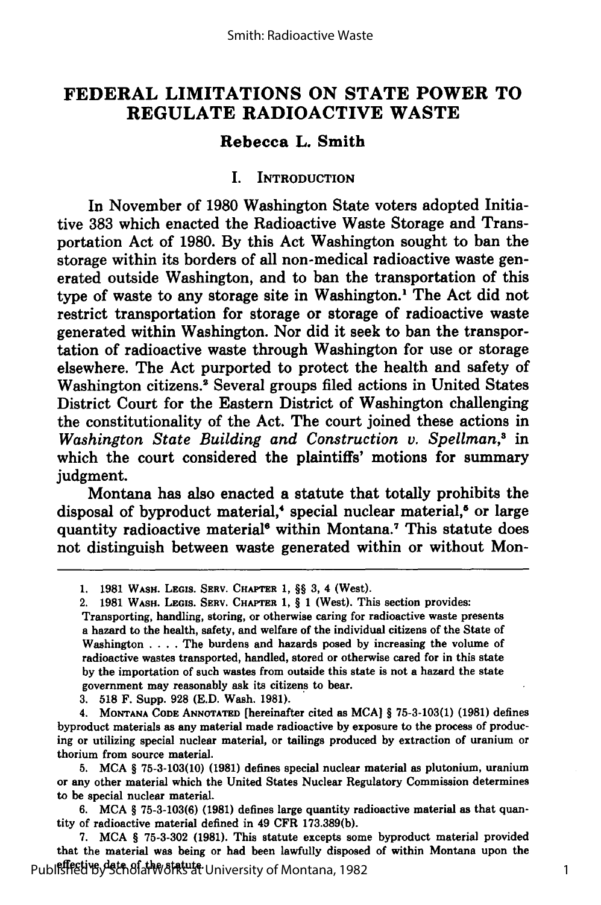# FEDERAL LIMITATIONS ON STATE POWER TO REGULATE RADIOACTIVE WASTE

**Rebecca L. Smith**

## I. Introduction

In November of 1980 Washington State voters adopted Initiative 383 which enacted the Radioactive Waste Storage and Transportation Act of 1980. By this Act Washington sought to ban the storage within its borders of all non-medical radioactive waste generated outside Washington, and to ban the transportation of this type of waste to any storage site in Washington.[1] The Act did not restrict transportation for storage or storage of radioactive waste generated within Washington. Nor did it seek to ban the transportation of radioactive waste through Washington for use or storage elsewhere. The Act purported to protect the health and safety of Washington citizens.[2] Several groups filed actions in United States District Court for the Eastern District of Washington challenging the constitutionality of the Act. The court joined these actions in *Washington State Building and Construction v. Spellman*,[3] in which the court considered the plaintiffs' motions for summary judgment.

Montana has also enacted a statute that totally prohibits the disposal of byproduct material,[4] special nuclear material,[5] or large quantity radioactive material[6] within Montana.[7] This statute does not distinguish between waste generated within or without Mon-

---

1. 1981 Wash. Legis. Serv. Chapter 1, §§ 3, 4 (West).

2. 1981 Wash. Legis. Serv. Chapter 1, § 1 (West). This section provides:
Transporting, handling, storing, or otherwise caring for radioactive waste presents a hazard to the health, safety, and welfare of the individual citizens of the State of Washington . . . . The burdens and hazards posed by increasing the volume of radioactive wastes transported, handled, stored or otherwise cared for in this state by the importation of such wastes from outside this state is not a hazard the state government may reasonably ask its citizens to bear.

3. 518 F. Supp. 928 (E.D. Wash. 1981).

4. Montana Code Annotated [hereinafter cited as MCA] § 75-3-103(1) (1981) defines byproduct materials as any material made radioactive by exposure to the process of producing or utilizing special nuclear material, or tailings produced by extraction of uranium or thorium from source material.

5. MCA § 75-3-103(10) (1981) defines special nuclear material as plutonium, uranium or any other material which the United States Nuclear Regulatory Commission determines to be special nuclear material.

6. MCA § 75-3-103(6) (1981) defines large quantity radioactive material as that quantity of radioactive material defined in 49 CFR 173.389(b).

7. MCA § 75-3-302 (1981). This statute excepts some byproduct material provided that the material was being or had been lawfully disposed of within Montana upon the effective date of the statute.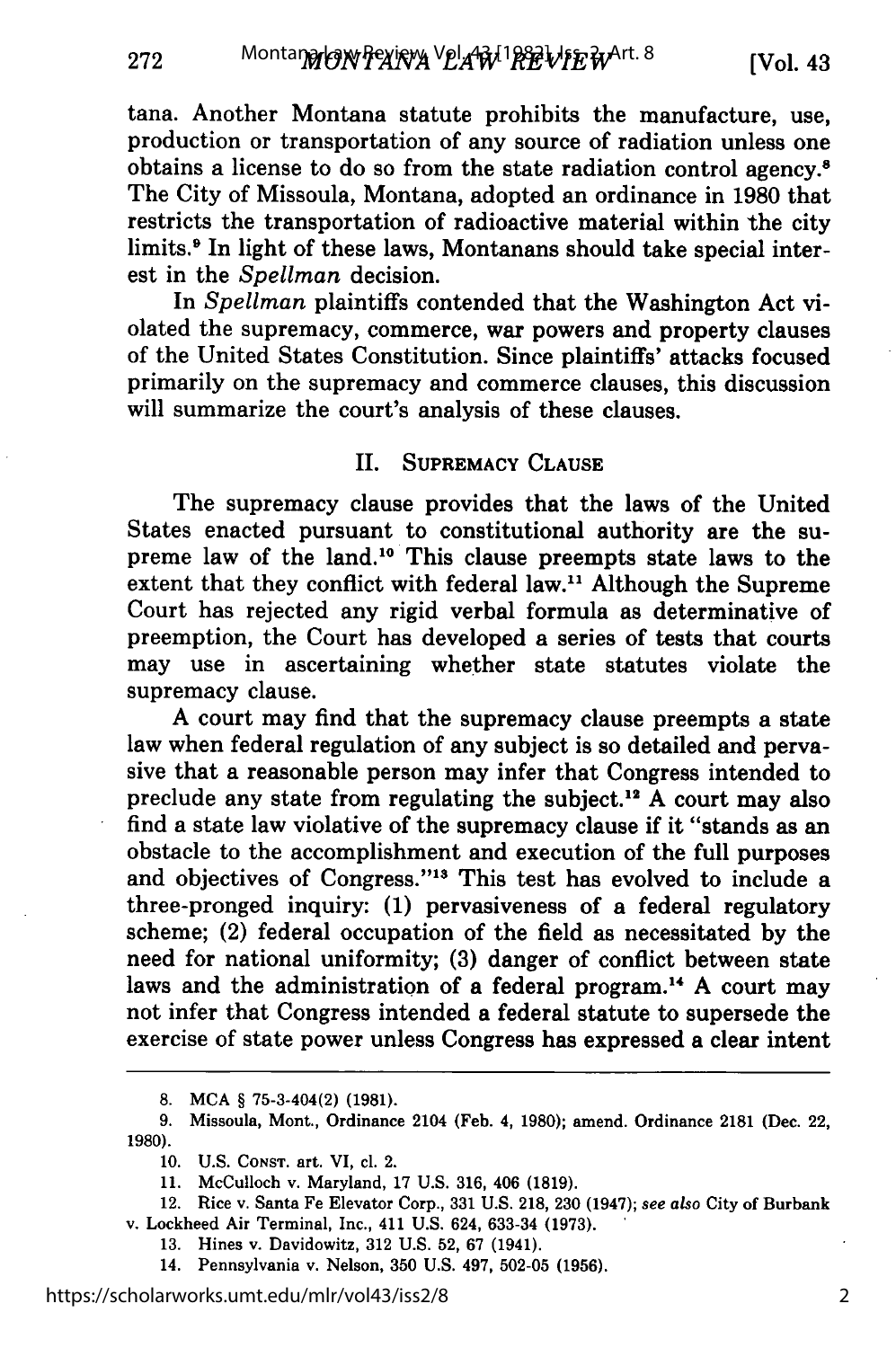tana. Another Montana statute prohibits the manufacture, use, production or transportation of any source of radiation unless one obtains a license to do so from the state radiation control agency.[8] The City of Missoula, Montana, adopted an ordinance in 1980 that restricts the transportation of radioactive material within the city limits.[9] In light of these laws, Montanans should take special interest in the *Spellman* decision.

In *Spellman* plaintiffs contended that the Washington Act violated the supremacy, commerce, war powers and property clauses of the United States Constitution. Since plaintiffs' attacks focused primarily on the supremacy and commerce clauses, this discussion will summarize the court's analysis of these clauses.

## II. Supremacy Clause

The supremacy clause provides that the laws of the United States enacted pursuant to constitutional authority are the supreme law of the land.[10] This clause preempts state laws to the extent that they conflict with federal law.[11] Although the Supreme Court has rejected any rigid verbal formula as determinative of preemption, the Court has developed a series of tests that courts may use in ascertaining whether state statutes violate the supremacy clause.

A court may find that the supremacy clause preempts a state law when federal regulation of any subject is so detailed and pervasive that a reasonable person may infer that Congress intended to preclude any state from regulating the subject.[12] A court may also find a state law violative of the supremacy clause if it "stands as an obstacle to the accomplishment and execution of the full purposes and objectives of Congress."[13] This test has evolved to include a three-pronged inquiry: (1) pervasiveness of a federal regulatory scheme; (2) federal occupation of the field as necessitated by the need for national uniformity; (3) danger of conflict between state laws and the administration of a federal program.[14] A court may not infer that Congress intended a federal statute to supersede the exercise of state power unless Congress has expressed a clear intent

---

8. MCA § 75-3-404(2) (1981).

9. Missoula, Mont., Ordinance 2104 (Feb. 4, 1980); amend. Ordinance 2181 (Dec. 22, 1980).

10. U.S. Const. art. VI, cl. 2.

11. McCulloch v. Maryland, 17 U.S. 316, 406 (1819).

12. Rice v. Santa Fe Elevator Corp., 331 U.S. 218, 230 (1947); *see also* City of Burbank v. Lockheed Air Terminal, Inc., 411 U.S. 624, 633-34 (1973).

13. Hines v. Davidowitz, 312 U.S. 52, 67 (1941).

14. Pennsylvania v. Nelson, 350 U.S. 497, 502-05 (1956).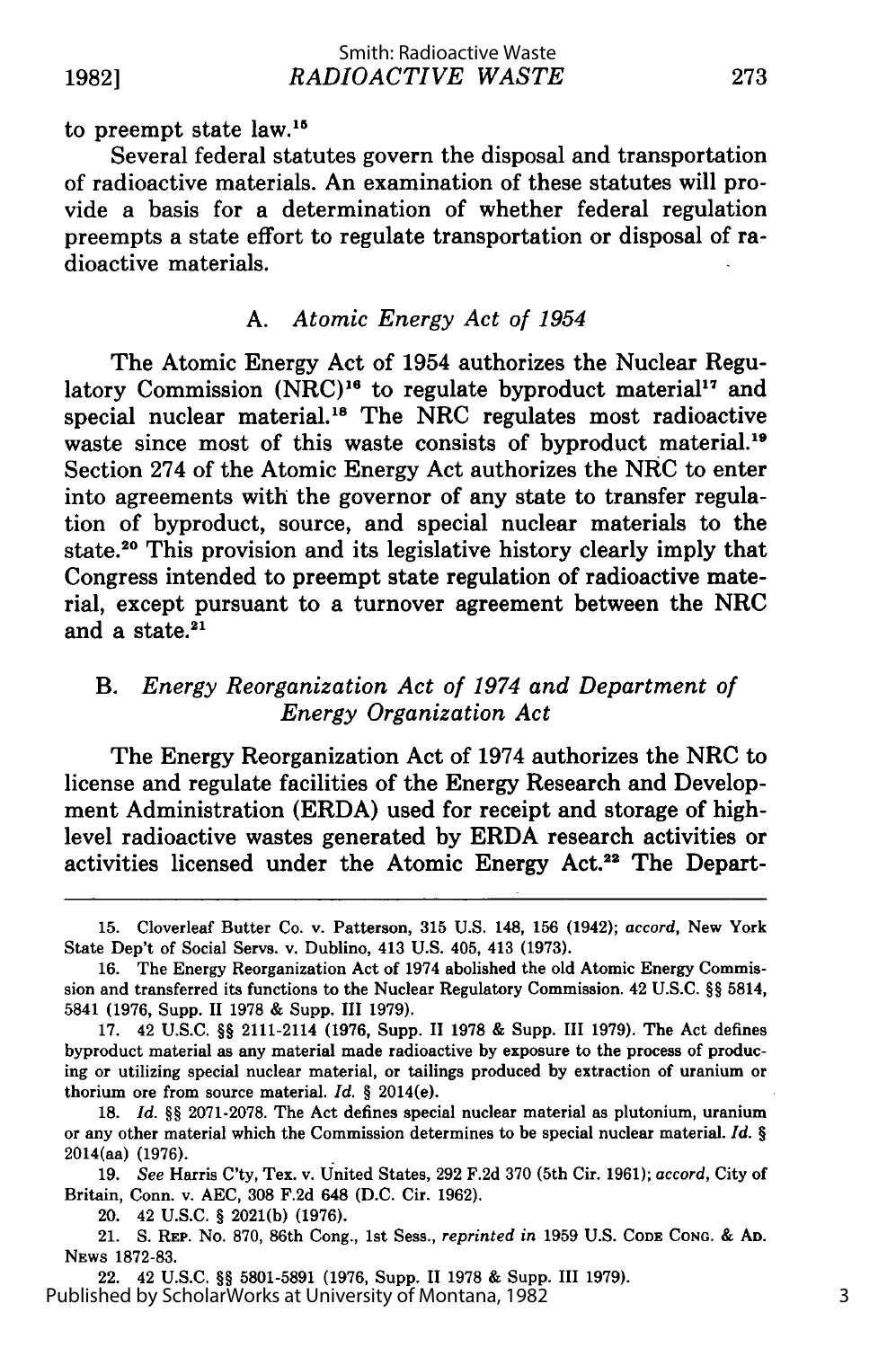to preempt state law.[15]

Several federal statutes govern the disposal and transportation of radioactive materials. An examination of these statutes will provide a basis for a determination of whether federal regulation preempts a state effort to regulate transportation or disposal of radioactive materials.

### A. *Atomic Energy Act of 1954*

The Atomic Energy Act of 1954 authorizes the Nuclear Regulatory Commission (NRC)[16] to regulate byproduct material[17] and special nuclear material.[18] The NRC regulates most radioactive waste since most of this waste consists of byproduct material.[19] Section 274 of the Atomic Energy Act authorizes the NRC to enter into agreements with the governor of any state to transfer regulation of byproduct, source, and special nuclear materials to the state.[20] This provision and its legislative history clearly imply that Congress intended to preempt state regulation of radioactive material, except pursuant to a turnover agreement between the NRC and a state.[21]

### B. *Energy Reorganization Act of 1974 and Department of Energy Organization Act*

The Energy Reorganization Act of 1974 authorizes the NRC to license and regulate facilities of the Energy Research and Development Administration (ERDA) used for receipt and storage of high-level radioactive wastes generated by ERDA research activities or activities licensed under the Atomic Energy Act.[22] The Depart-

---

15. Cloverleaf Butter Co. v. Patterson, 315 U.S. 148, 156 (1942); *accord*, New York State Dep't of Social Servs. v. Dublino, 413 U.S. 405, 413 (1973).

16. The Energy Reorganization Act of 1974 abolished the old Atomic Energy Commission and transferred its functions to the Nuclear Regulatory Commission. 42 U.S.C. §§ 5814, 5841 (1976, Supp. II 1978 & Supp. III 1979).

17. 42 U.S.C. §§ 2111-2114 (1976, Supp. II 1978 & Supp. III 1979). The Act defines byproduct material as any material made radioactive by exposure to the process of producing or utilizing special nuclear material, or tailings produced by extraction of uranium or thorium ore from source material. *Id.* § 2014(e).

18. *Id.* §§ 2071-2078. The Act defines special nuclear material as plutonium, uranium or any other material which the Commission determines to be special nuclear material. *Id.* § 2014(aa) (1976).

19. *See* Harris C'ty, Tex. v. United States, 292 F.2d 370 (5th Cir. 1961); *accord*, City of Britain, Conn. v. AEC, 308 F.2d 648 (D.C. Cir. 1962).

20. 42 U.S.C. § 2021(b) (1976).

21. S. Rep. No. 870, 86th Cong., 1st Sess., *reprinted in* 1959 U.S. Code Cong. & Ad. News 1872-83.

22. 42 U.S.C. §§ 5801-5891 (1976, Supp. II 1978 & Supp. III 1979).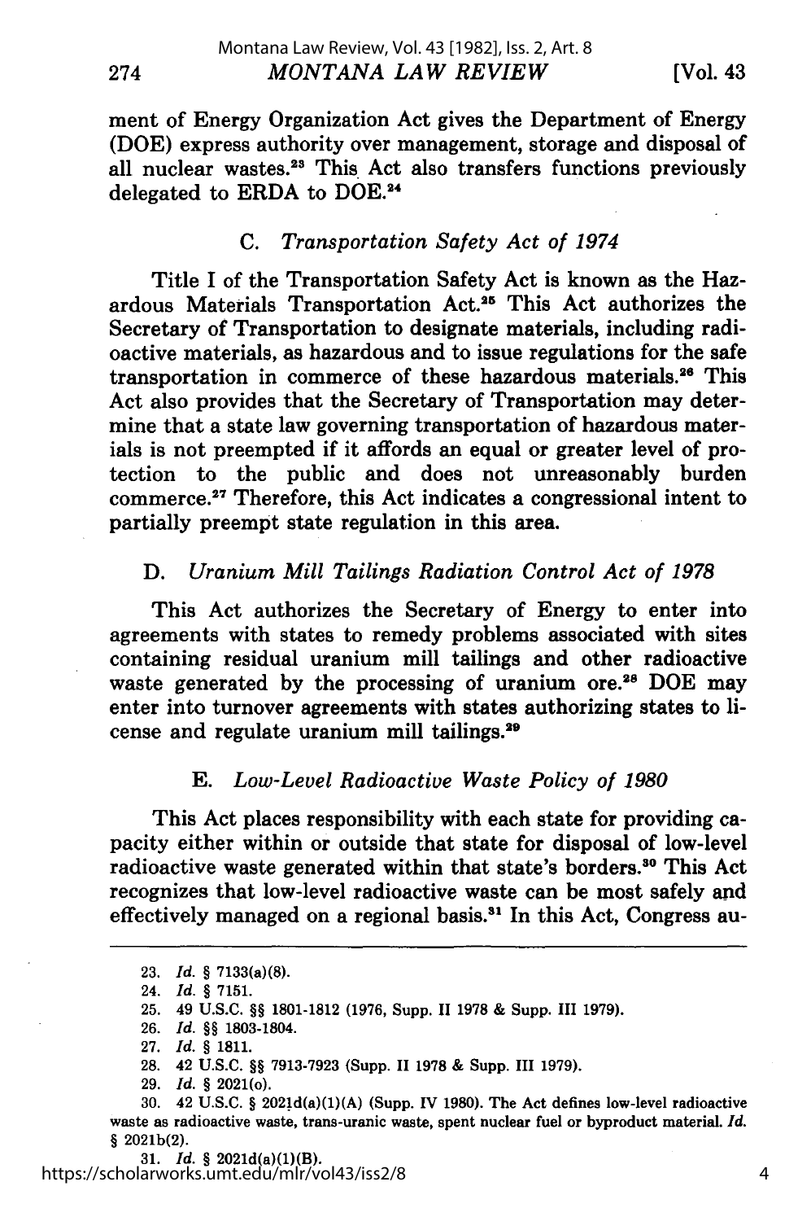ment of Energy Organization Act gives the Department of Energy (DOE) express authority over management, storage and disposal of all nuclear wastes.[23] This Act also transfers functions previously delegated to ERDA to DOE.[24]

### C. *Transportation Safety Act of 1974*

Title I of the Transportation Safety Act is known as the Hazardous Materials Transportation Act.[25] This Act authorizes the Secretary of Transportation to designate materials, including radioactive materials, as hazardous and to issue regulations for the safe transportation in commerce of these hazardous materials.[26] This Act also provides that the Secretary of Transportation may determine that a state law governing transportation of hazardous materials is not preempted if it affords an equal or greater level of protection to the public and does not unreasonably burden commerce.[27] Therefore, this Act indicates a congressional intent to partially preempt state regulation in this area.

### D. *Uranium Mill Tailings Radiation Control Act of 1978*

This Act authorizes the Secretary of Energy to enter into agreements with states to remedy problems associated with sites containing residual uranium mill tailings and other radioactive waste generated by the processing of uranium ore.[28] DOE may enter into turnover agreements with states authorizing states to license and regulate uranium mill tailings.[29]

### E. *Low-Level Radioactive Waste Policy of 1980*

This Act places responsibility with each state for providing capacity either within or outside that state for disposal of low-level radioactive waste generated within that state's borders.[30] This Act recognizes that low-level radioactive waste can be most safely and effectively managed on a regional basis.[31] In this Act, Congress au-

---

23. *Id.* § 7133(a)(8).
24. *Id.* § 7151.
25. 49 U.S.C. §§ 1801-1812 (1976, Supp. II 1978 & Supp. III 1979).
26. *Id.* §§ 1803-1804.
27. *Id.* § 1811.
28. 42 U.S.C. §§ 7913-7923 (Supp. II 1978 & Supp. III 1979).
29. *Id.* § 2021(o).
30. 42 U.S.C. § 2021d(a)(1)(A) (Supp. IV 1980). The Act defines low-level radioactive waste as radioactive waste, trans-uranic waste, spent nuclear fuel or byproduct material. *Id.* § 2021b(2).
31. *Id.* § 2021d(a)(1)(B).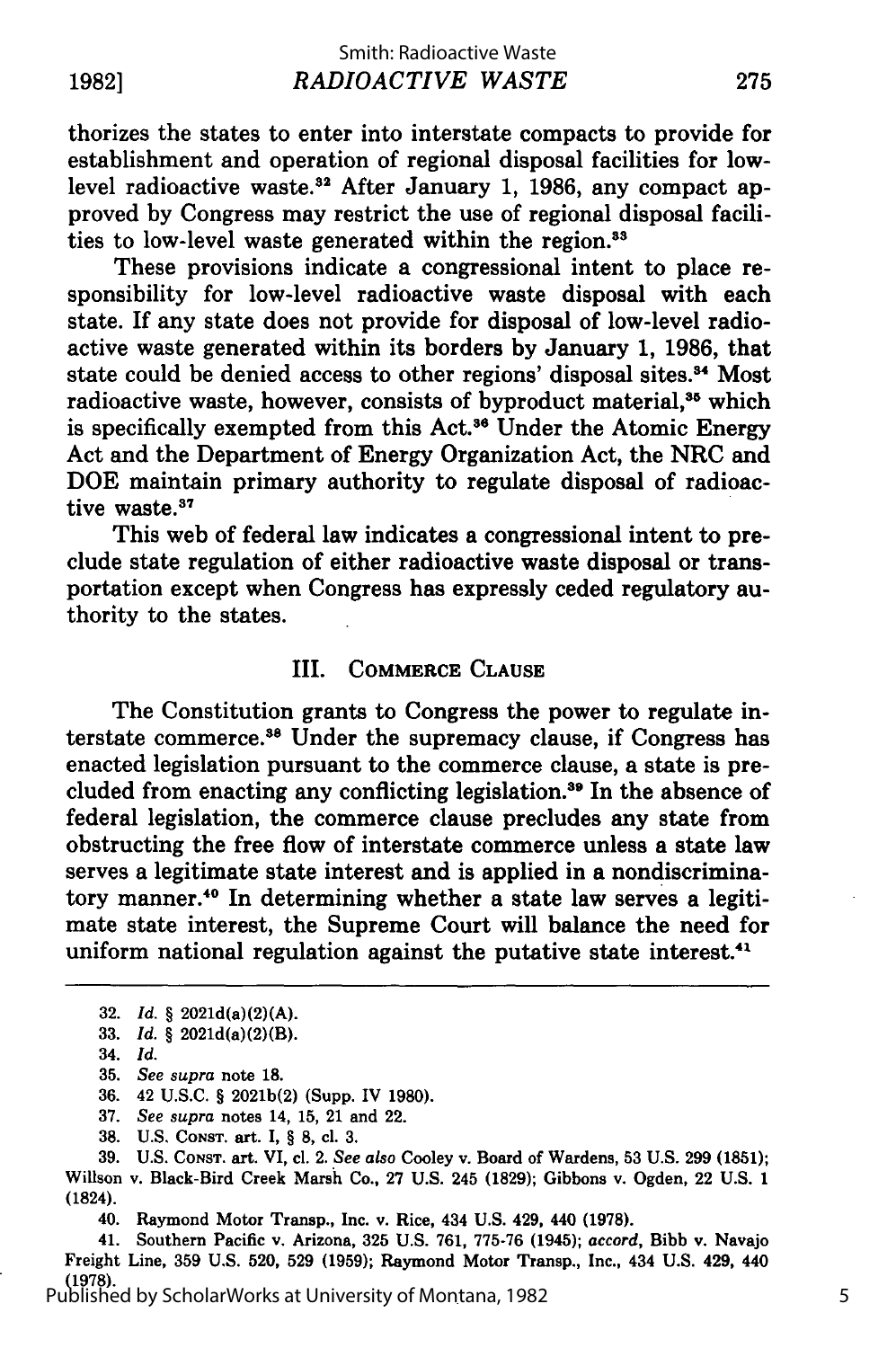thorizes the states to enter into interstate compacts to provide for establishment and operation of regional disposal facilities for low-level radioactive waste.[32] After January 1, 1986, any compact approved by Congress may restrict the use of regional disposal facilities to low-level waste generated within the region.[33]

These provisions indicate a congressional intent to place responsibility for low-level radioactive waste disposal with each state. If any state does not provide for disposal of low-level radioactive waste generated within its borders by January 1, 1986, that state could be denied access to other regions' disposal sites.[34] Most radioactive waste, however, consists of byproduct material,[35] which is specifically exempted from this Act.[36] Under the Atomic Energy Act and the Department of Energy Organization Act, the NRC and DOE maintain primary authority to regulate disposal of radioactive waste.[37]

This web of federal law indicates a congressional intent to preclude state regulation of either radioactive waste disposal or transportation except when Congress has expressly ceded regulatory authority to the states.

## III. Commerce Clause

The Constitution grants to Congress the power to regulate interstate commerce.[38] Under the supremacy clause, if Congress has enacted legislation pursuant to the commerce clause, a state is precluded from enacting any conflicting legislation.[39] In the absence of federal legislation, the commerce clause precludes any state from obstructing the free flow of interstate commerce unless a state law serves a legitimate state interest and is applied in a nondiscriminatory manner.[40] In determining whether a state law serves a legitimate state interest, the Supreme Court will balance the need for uniform national regulation against the putative state interest.[41]

---

32. *Id.* § 2021d(a)(2)(A).
33. *Id.* § 2021d(a)(2)(B).
34. *Id.*
35. *See supra* note 18.
36. 42 U.S.C. § 2021b(2) (Supp. IV 1980).
37. *See supra* notes 14, 15, 21 and 22.
38. U.S. Const. art. I, § 8, cl. 3.
39. U.S. Const. art. VI, cl. 2. *See also* Cooley v. Board of Wardens, 53 U.S. 299 (1851); Willson v. Black-Bird Creek Marsh Co., 27 U.S. 245 (1829); Gibbons v. Ogden, 22 U.S. 1 (1824).
40. Raymond Motor Transp., Inc. v. Rice, 434 U.S. 429, 440 (1978).
41. Southern Pacific v. Arizona, 325 U.S. 761, 775-76 (1945); *accord*, Bibb v. Navajo Freight Line, 359 U.S. 520, 529 (1959); Raymond Motor Transp., Inc., 434 U.S. 429, 440 (1978).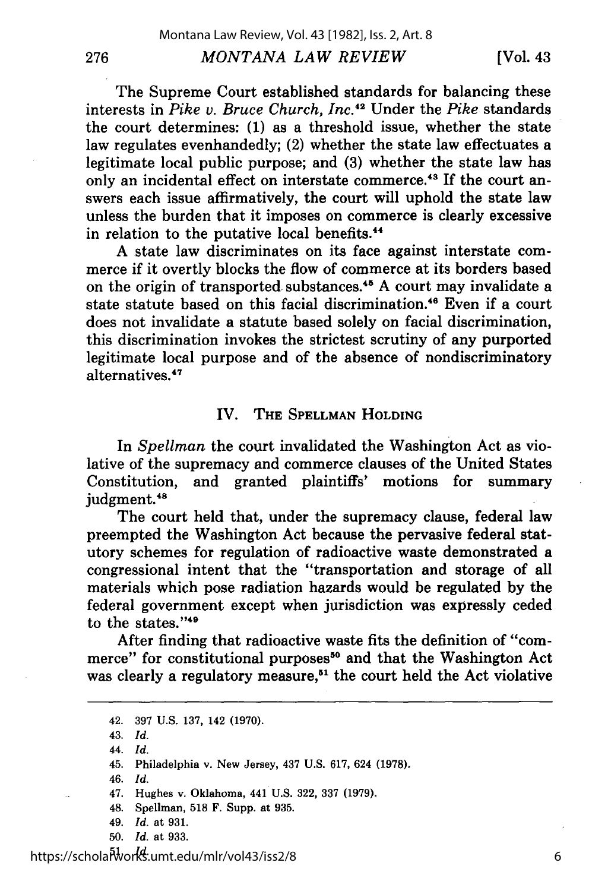The Supreme Court established standards for balancing these interests in *Pike v. Bruce Church, Inc.*[42] Under the *Pike* standards the court determines: (1) as a threshold issue, whether the state law regulates evenhandedly; (2) whether the state law effectuates a legitimate local public purpose; and (3) whether the state law has only an incidental effect on interstate commerce.[43] If the court answers each issue affirmatively, the court will uphold the state law unless the burden that it imposes on commerce is clearly excessive in relation to the putative local benefits.[44]

A state law discriminates on its face against interstate commerce if it overtly blocks the flow of commerce at its borders based on the origin of transported substances.[45] A court may invalidate a state statute based on this facial discrimination.[46] Even if a court does not invalidate a statute based solely on facial discrimination, this discrimination invokes the strictest scrutiny of any purported legitimate local purpose and of the absence of nondiscriminatory alternatives.[47]

## IV. THE SPELLMAN HOLDING

In *Spellman* the court invalidated the Washington Act as violative of the supremacy and commerce clauses of the United States Constitution, and granted plaintiffs' motions for summary judgment.[48]

The court held that, under the supremacy clause, federal law preempted the Washington Act because the pervasive federal statutory schemes for regulation of radioactive waste demonstrated a congressional intent that the "transportation and storage of all materials which pose radiation hazards would be regulated by the federal government except when jurisdiction was expressly ceded to the states."[49]

After finding that radioactive waste fits the definition of "commerce" for constitutional purposes[50] and that the Washington Act was clearly a regulatory measure,[51] the court held the Act violative

---

42. 397 U.S. 137, 142 (1970).
43. *Id.*
44. *Id.*
45. Philadelphia v. New Jersey, 437 U.S. 617, 624 (1978).
46. *Id.*
47. Hughes v. Oklahoma, 441 U.S. 322, 337 (1979).
48. Spellman, 518 F. Supp. at 935.
49. *Id.* at 931.
50. *Id.* at 933.
51. *Id.*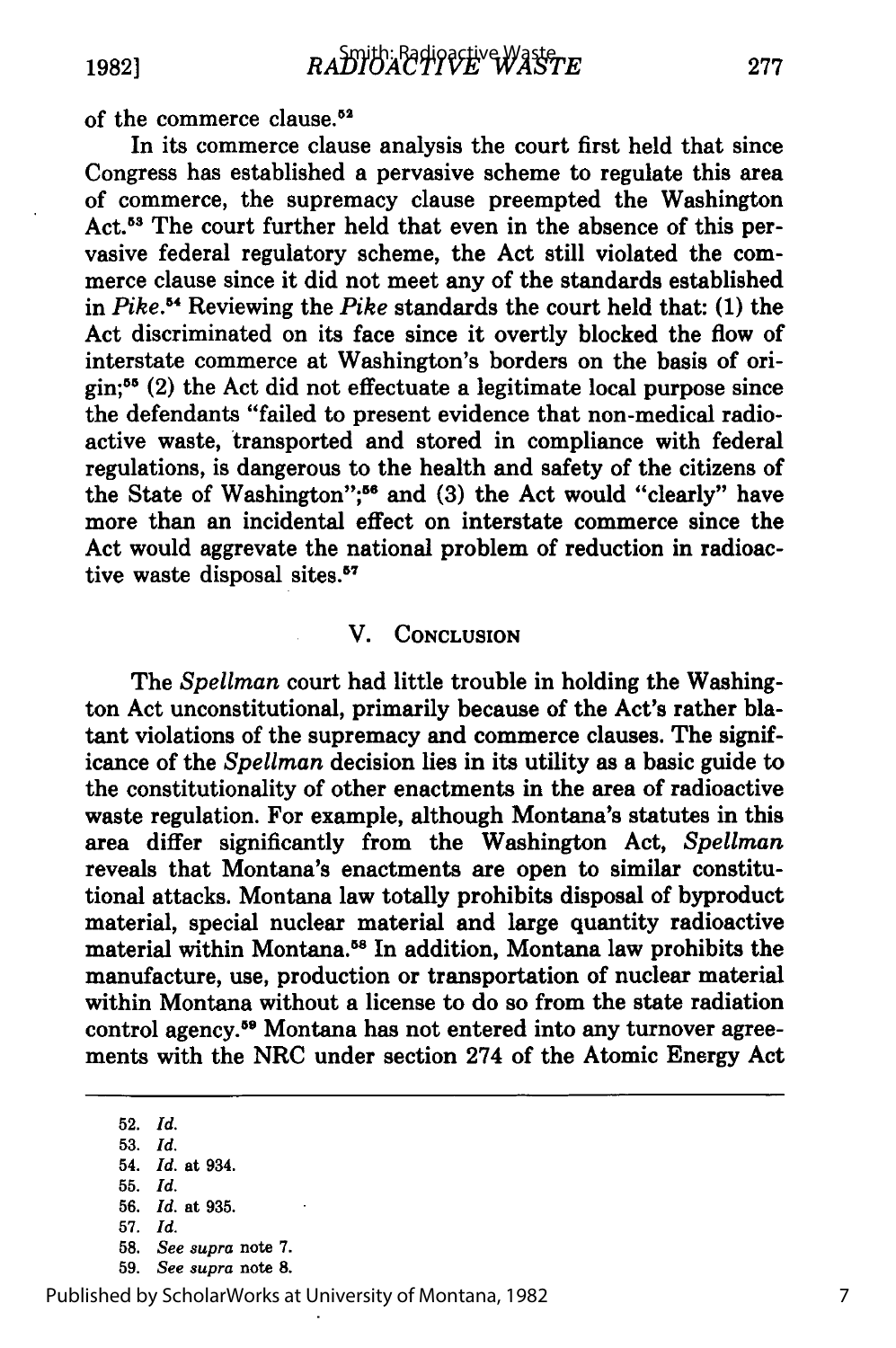of the commerce clause.[52]

In its commerce clause analysis the court first held that since Congress has established a pervasive scheme to regulate this area of commerce, the supremacy clause preempted the Washington Act.[53] The court further held that even in the absence of this pervasive federal regulatory scheme, the Act still violated the commerce clause since it did not meet any of the standards established in *Pike*.[54] Reviewing the *Pike* standards the court held that: (1) the Act discriminated on its face since it overtly blocked the flow of interstate commerce at Washington's borders on the basis of origin;[55] (2) the Act did not effectuate a legitimate local purpose since the defendants "failed to present evidence that non-medical radioactive waste, transported and stored in compliance with federal regulations, is dangerous to the health and safety of the citizens of the State of Washington";[56] and (3) the Act would "clearly" have more than an incidental effect on interstate commerce since the Act would aggrevate the national problem of reduction in radioactive waste disposal sites.[57]

## V. Conclusion

The *Spellman* court had little trouble in holding the Washington Act unconstitutional, primarily because of the Act's rather blatant violations of the supremacy and commerce clauses. The significance of the *Spellman* decision lies in its utility as a basic guide to the constitutionality of other enactments in the area of radioactive waste regulation. For example, although Montana's statutes in this area differ significantly from the Washington Act, *Spellman* reveals that Montana's enactments are open to similar constitutional attacks. Montana law totally prohibits disposal of byproduct material, special nuclear material and large quantity radioactive material within Montana.[58] In addition, Montana law prohibits the manufacture, use, production or transportation of nuclear material within Montana without a license to do so from the state radiation control agency.[59] Montana has not entered into any turnover agreements with the NRC under section 274 of the Atomic Energy Act

---

52. *Id.*
53. *Id.*
54. *Id.* at 934.
55. *Id.*
56. *Id.* at 935.
57. *Id.*
58. *See supra* note 7.
59. *See supra* note 8.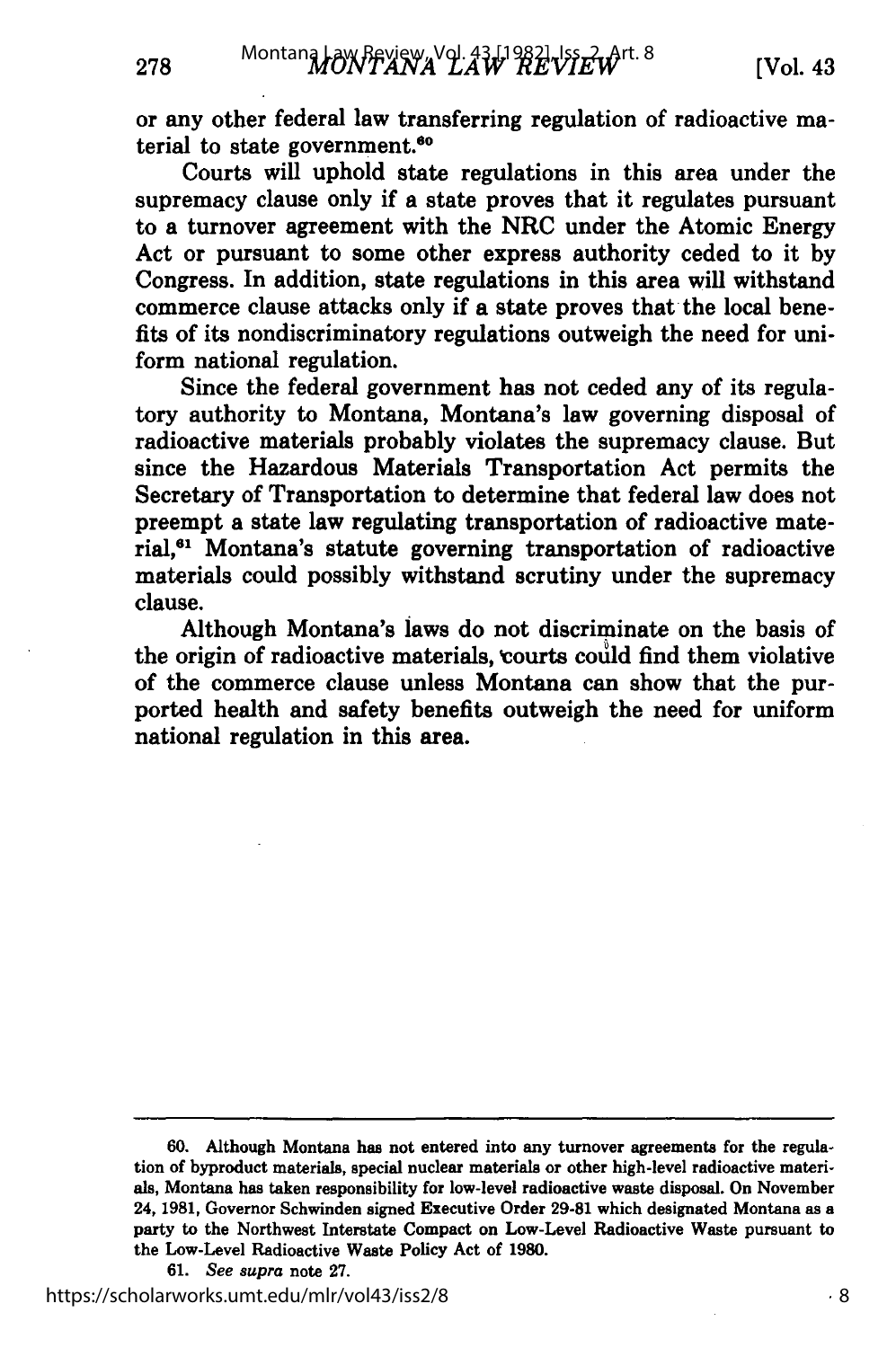or any other federal law transferring regulation of radioactive material to state government.[60]

Courts will uphold state regulations in this area under the supremacy clause only if a state proves that it regulates pursuant to a turnover agreement with the NRC under the Atomic Energy Act or pursuant to some other express authority ceded to it by Congress. In addition, state regulations in this area will withstand commerce clause attacks only if a state proves that the local benefits of its nondiscriminatory regulations outweigh the need for uniform national regulation.

Since the federal government has not ceded any of its regulatory authority to Montana, Montana's law governing disposal of radioactive materials probably violates the supremacy clause. But since the Hazardous Materials Transportation Act permits the Secretary of Transportation to determine that federal law does not preempt a state law regulating transportation of radioactive material,[61] Montana's statute governing transportation of radioactive materials could possibly withstand scrutiny under the supremacy clause.

Although Montana's laws do not discriminate on the basis of the origin of radioactive materials, courts could find them violative of the commerce clause unless Montana can show that the purported health and safety benefits outweigh the need for uniform national regulation in this area.

---

60. Although Montana has not entered into any turnover agreements for the regulation of byproduct materials, special nuclear materials or other high-level radioactive materials, Montana has taken responsibility for low-level radioactive waste disposal. On November 24, 1981, Governor Schwinden signed Executive Order 29-81 which designated Montana as a party to the Northwest Interstate Compact on Low-Level Radioactive Waste pursuant to the Low-Level Radioactive Waste Policy Act of 1980.

61. *See supra* note 27.